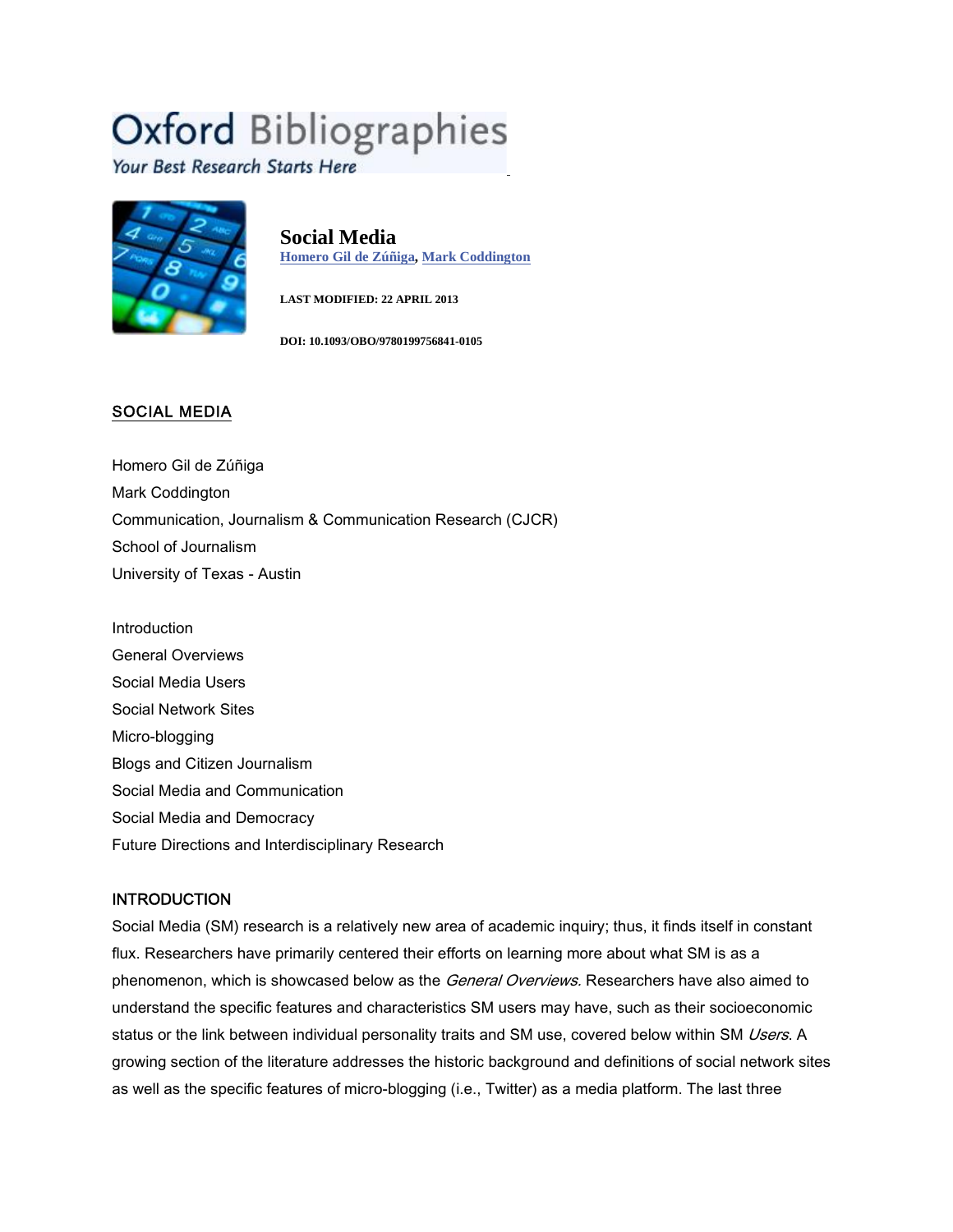Oxford Bibliographies

*Your Best Research Starts Here*

# Social Media

**Homero Gil de Zúñiga, Mark Coddington**

**LAST MODIFIED: 22 APRIL 2013**

**DOI: 10.1093/OBO/9780199756841-0105**

## SOCIAL MEDIA

Homero Gil de Zúñiga
Mark Coddington
Communication, Journalism & Communication Research (CJCR)
School of Journalism
University of Texas - Austin

Introduction
General Overviews
Social Media Users
Social Network Sites
Micro-blogging
Blogs and Citizen Journalism
Social Media and Communication
Social Media and Democracy
Future Directions and Interdisciplinary Research

## INTRODUCTION

Social Media (SM) research is a relatively new area of academic inquiry; thus, it finds itself in constant flux. Researchers have primarily centered their efforts on learning more about what SM is as a phenomenon, which is showcased below as the *General Overviews.* Researchers have also aimed to understand the specific features and characteristics SM users may have, such as their socioeconomic status or the link between individual personality traits and SM use, covered below within SM *Users*. A growing section of the literature addresses the historic background and definitions of social network sites as well as the specific features of micro-blogging (i.e., Twitter) as a media platform. The last three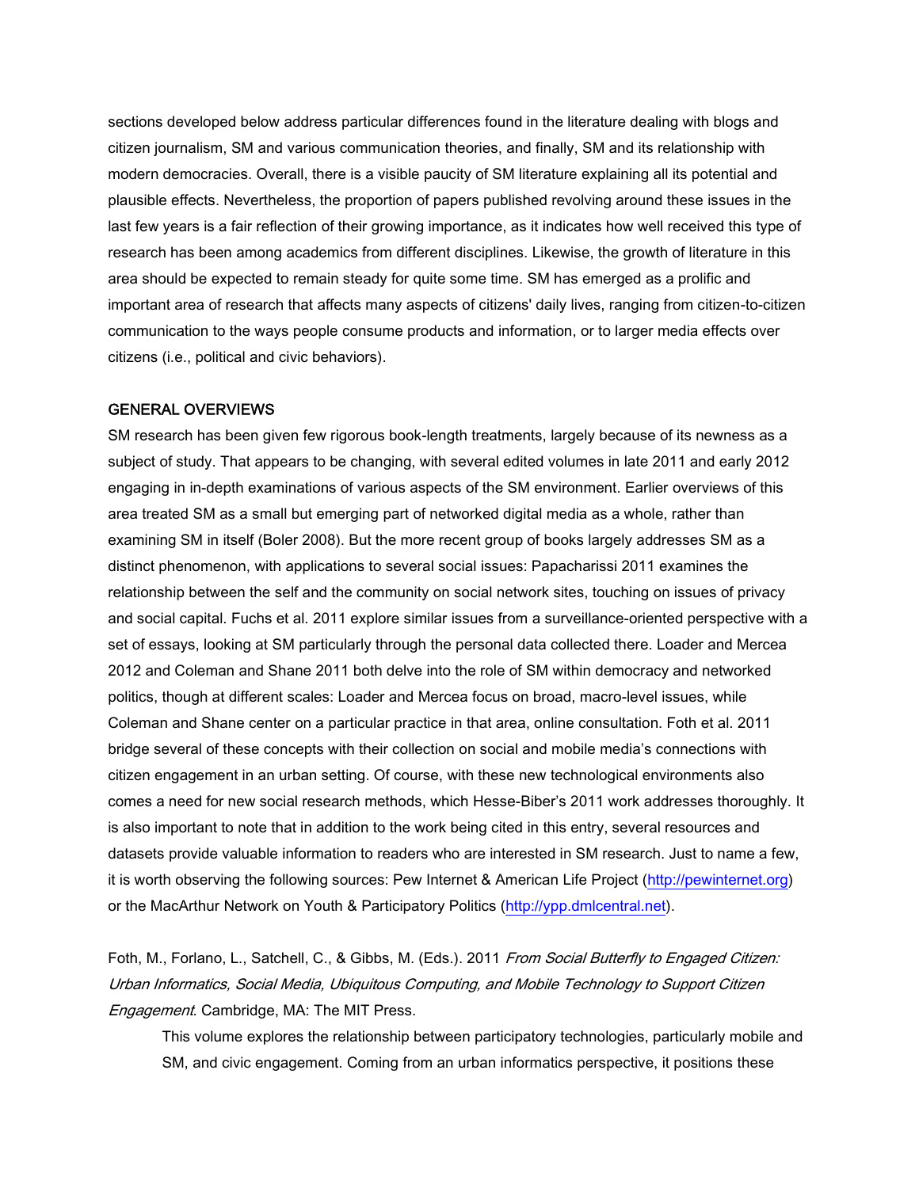sections developed below address particular differences found in the literature dealing with blogs and citizen journalism, SM and various communication theories, and finally, SM and its relationship with modern democracies. Overall, there is a visible paucity of SM literature explaining all its potential and plausible effects. Nevertheless, the proportion of papers published revolving around these issues in the last few years is a fair reflection of their growing importance, as it indicates how well received this type of research has been among academics from different disciplines. Likewise, the growth of literature in this area should be expected to remain steady for quite some time. SM has emerged as a prolific and important area of research that affects many aspects of citizens' daily lives, ranging from citizen-to-citizen communication to the ways people consume products and information, or to larger media effects over citizens (i.e., political and civic behaviors).

## GENERAL OVERVIEWS

SM research has been given few rigorous book-length treatments, largely because of its newness as a subject of study. That appears to be changing, with several edited volumes in late 2011 and early 2012 engaging in in-depth examinations of various aspects of the SM environment. Earlier overviews of this area treated SM as a small but emerging part of networked digital media as a whole, rather than examining SM in itself (Boler 2008). But the more recent group of books largely addresses SM as a distinct phenomenon, with applications to several social issues: Papacharissi 2011 examines the relationship between the self and the community on social network sites, touching on issues of privacy and social capital. Fuchs et al. 2011 explore similar issues from a surveillance-oriented perspective with a set of essays, looking at SM particularly through the personal data collected there. Loader and Mercea 2012 and Coleman and Shane 2011 both delve into the role of SM within democracy and networked politics, though at different scales: Loader and Mercea focus on broad, macro-level issues, while Coleman and Shane center on a particular practice in that area, online consultation. Foth et al. 2011 bridge several of these concepts with their collection on social and mobile media's connections with citizen engagement in an urban setting. Of course, with these new technological environments also comes a need for new social research methods, which Hesse-Biber's 2011 work addresses thoroughly. It is also important to note that in addition to the work being cited in this entry, several resources and datasets provide valuable information to readers who are interested in SM research. Just to name a few, it is worth observing the following sources: Pew Internet & American Life Project (http://pewinternet.org) or the MacArthur Network on Youth & Participatory Politics (http://ypp.dmlcentral.net).

Foth, M., Forlano, L., Satchell, C., & Gibbs, M. (Eds.). 2011 *From Social Butterfly to Engaged Citizen: Urban Informatics, Social Media, Ubiquitous Computing, and Mobile Technology to Support Citizen Engagement*. Cambridge, MA: The MIT Press.

This volume explores the relationship between participatory technologies, particularly mobile and SM, and civic engagement. Coming from an urban informatics perspective, it positions these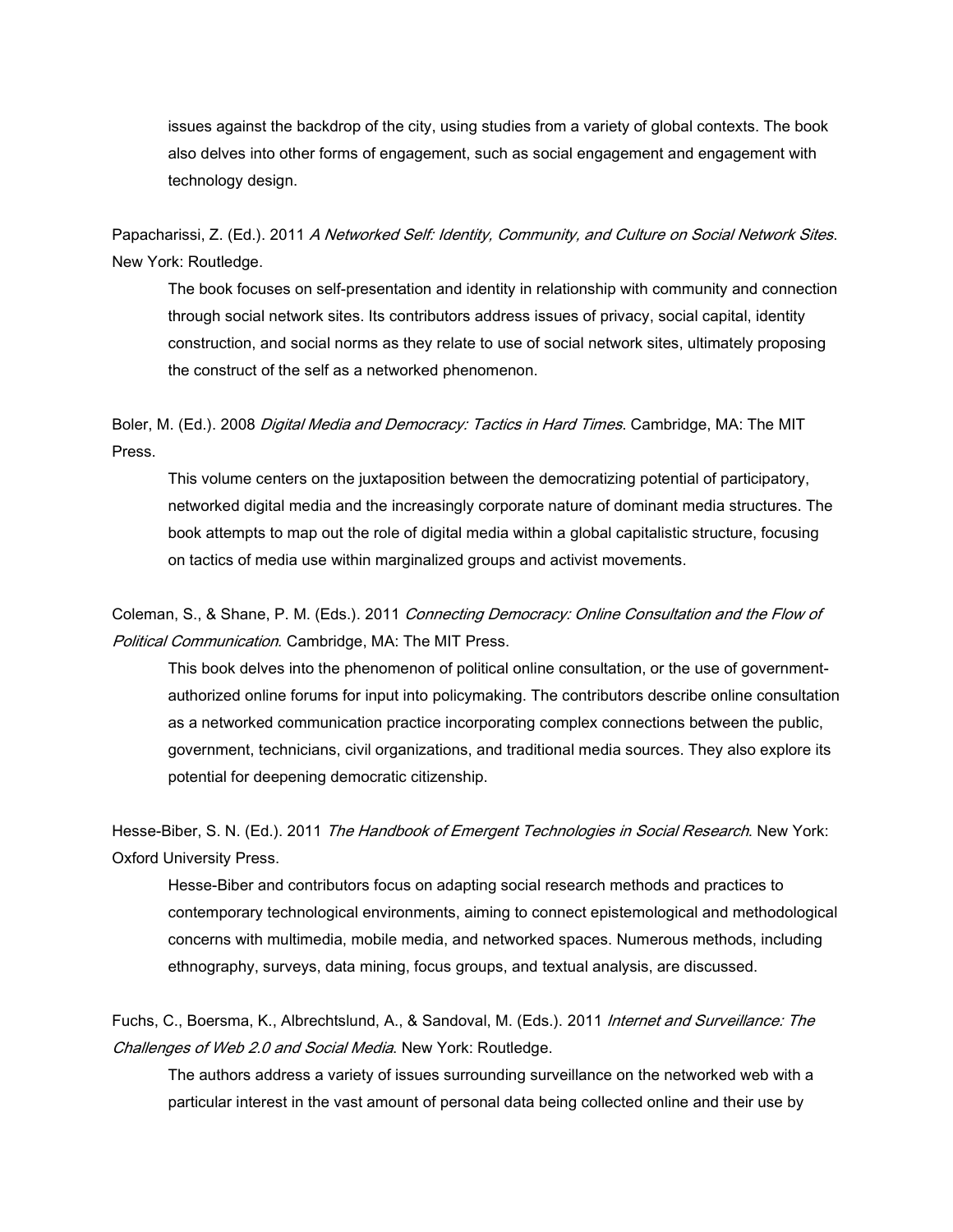issues against the backdrop of the city, using studies from a variety of global contexts. The book also delves into other forms of engagement, such as social engagement and engagement with technology design.

Papacharissi, Z. (Ed.). 2011 *A Networked Self: Identity, Community, and Culture on Social Network Sites*. New York: Routledge.

The book focuses on self-presentation and identity in relationship with community and connection through social network sites. Its contributors address issues of privacy, social capital, identity construction, and social norms as they relate to use of social network sites, ultimately proposing the construct of the self as a networked phenomenon.

Boler, M. (Ed.). 2008 *Digital Media and Democracy: Tactics in Hard Times*. Cambridge, MA: The MIT Press.

This volume centers on the juxtaposition between the democratizing potential of participatory, networked digital media and the increasingly corporate nature of dominant media structures. The book attempts to map out the role of digital media within a global capitalistic structure, focusing on tactics of media use within marginalized groups and activist movements.

Coleman, S., & Shane, P. M. (Eds.). 2011 *Connecting Democracy: Online Consultation and the Flow of Political Communication*. Cambridge, MA: The MIT Press.

This book delves into the phenomenon of political online consultation, or the use of government-authorized online forums for input into policymaking. The contributors describe online consultation as a networked communication practice incorporating complex connections between the public, government, technicians, civil organizations, and traditional media sources. They also explore its potential for deepening democratic citizenship.

Hesse-Biber, S. N. (Ed.). 2011 *The Handbook of Emergent Technologies in Social Research*. New York: Oxford University Press.

Hesse-Biber and contributors focus on adapting social research methods and practices to contemporary technological environments, aiming to connect epistemological and methodological concerns with multimedia, mobile media, and networked spaces. Numerous methods, including ethnography, surveys, data mining, focus groups, and textual analysis, are discussed.

Fuchs, C., Boersma, K., Albrechtslund, A., & Sandoval, M. (Eds.). 2011 *Internet and Surveillance: The Challenges of Web 2.0 and Social Media*. New York: Routledge.

The authors address a variety of issues surrounding surveillance on the networked web with a particular interest in the vast amount of personal data being collected online and their use by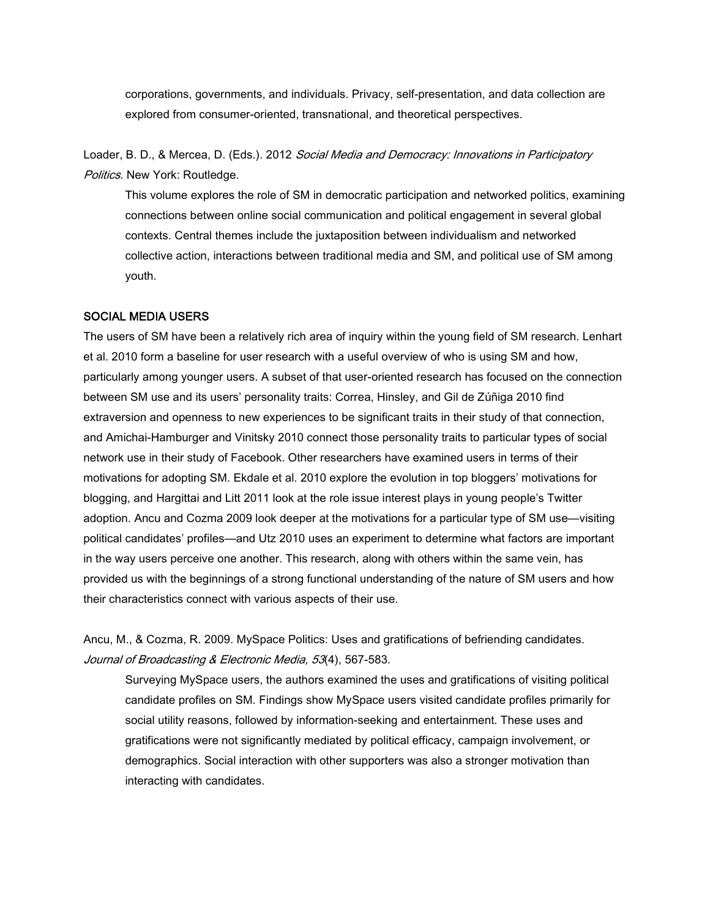corporations, governments, and individuals. Privacy, self-presentation, and data collection are explored from consumer-oriented, transnational, and theoretical perspectives.

Loader, B. D., & Mercea, D. (Eds.). 2012 *Social Media and Democracy: Innovations in Participatory Politics*. New York: Routledge.

This volume explores the role of SM in democratic participation and networked politics, examining connections between online social communication and political engagement in several global contexts. Central themes include the juxtaposition between individualism and networked collective action, interactions between traditional media and SM, and political use of SM among youth.

## SOCIAL MEDIA USERS

The users of SM have been a relatively rich area of inquiry within the young field of SM research. Lenhart et al. 2010 form a baseline for user research with a useful overview of who is using SM and how, particularly among younger users. A subset of that user-oriented research has focused on the connection between SM use and its users' personality traits: Correa, Hinsley, and Gil de Zúñiga 2010 find extraversion and openness to new experiences to be significant traits in their study of that connection, and Amichai-Hamburger and Vinitsky 2010 connect those personality traits to particular types of social network use in their study of Facebook. Other researchers have examined users in terms of their motivations for adopting SM. Ekdale et al. 2010 explore the evolution in top bloggers' motivations for blogging, and Hargittai and Litt 2011 look at the role issue interest plays in young people's Twitter adoption. Ancu and Cozma 2009 look deeper at the motivations for a particular type of SM use—visiting political candidates' profiles—and Utz 2010 uses an experiment to determine what factors are important in the way users perceive one another. This research, along with others within the same vein, has provided us with the beginnings of a strong functional understanding of the nature of SM users and how their characteristics connect with various aspects of their use.

Ancu, M., & Cozma, R. 2009. MySpace Politics: Uses and gratifications of befriending candidates. *Journal of Broadcasting & Electronic Media, 53*(4), 567-583.

Surveying MySpace users, the authors examined the uses and gratifications of visiting political candidate profiles on SM. Findings show MySpace users visited candidate profiles primarily for social utility reasons, followed by information-seeking and entertainment. These uses and gratifications were not significantly mediated by political efficacy, campaign involvement, or demographics. Social interaction with other supporters was also a stronger motivation than interacting with candidates.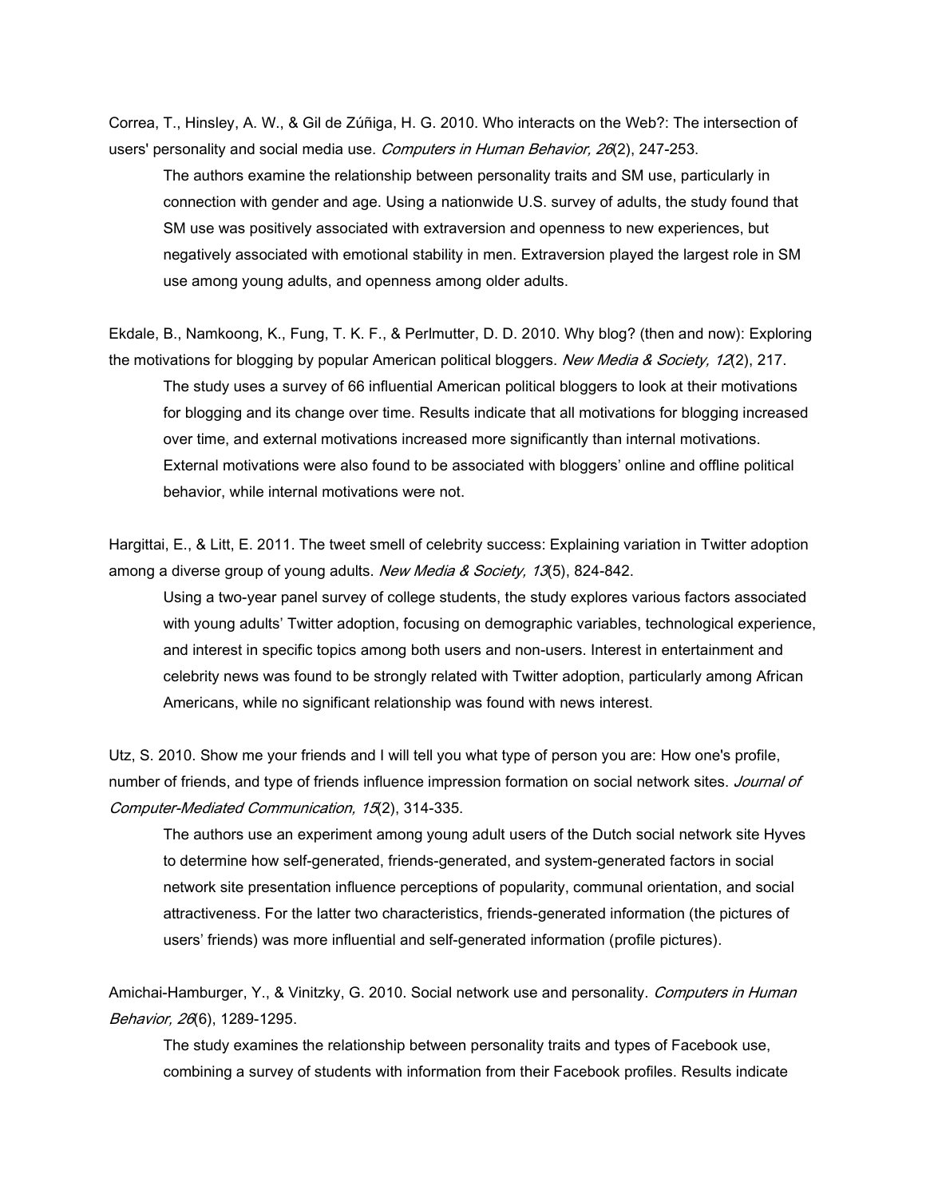Correa, T., Hinsley, A. W., & Gil de Zúñiga, H. G. 2010. Who interacts on the Web?: The intersection of users' personality and social media use. *Computers in Human Behavior, 26*(2), 247-253.

> The authors examine the relationship between personality traits and SM use, particularly in connection with gender and age. Using a nationwide U.S. survey of adults, the study found that SM use was positively associated with extraversion and openness to new experiences, but negatively associated with emotional stability in men. Extraversion played the largest role in SM use among young adults, and openness among older adults.

Ekdale, B., Namkoong, K., Fung, T. K. F., & Perlmutter, D. D. 2010. Why blog? (then and now): Exploring the motivations for blogging by popular American political bloggers. *New Media & Society, 12*(2), 217.

> The study uses a survey of 66 influential American political bloggers to look at their motivations for blogging and its change over time. Results indicate that all motivations for blogging increased over time, and external motivations increased more significantly than internal motivations. External motivations were also found to be associated with bloggers' online and offline political behavior, while internal motivations were not.

Hargittai, E., & Litt, E. 2011. The tweet smell of celebrity success: Explaining variation in Twitter adoption among a diverse group of young adults. *New Media & Society, 13*(5), 824-842.

> Using a two-year panel survey of college students, the study explores various factors associated with young adults' Twitter adoption, focusing on demographic variables, technological experience, and interest in specific topics among both users and non-users. Interest in entertainment and celebrity news was found to be strongly related with Twitter adoption, particularly among African Americans, while no significant relationship was found with news interest.

Utz, S. 2010. Show me your friends and I will tell you what type of person you are: How one's profile, number of friends, and type of friends influence impression formation on social network sites. *Journal of Computer-Mediated Communication, 15*(2), 314-335.

> The authors use an experiment among young adult users of the Dutch social network site Hyves to determine how self-generated, friends-generated, and system-generated factors in social network site presentation influence perceptions of popularity, communal orientation, and social attractiveness. For the latter two characteristics, friends-generated information (the pictures of users' friends) was more influential and self-generated information (profile pictures).

Amichai-Hamburger, Y., & Vinitzky, G. 2010. Social network use and personality. *Computers in Human Behavior, 26*(6), 1289-1295.

> The study examines the relationship between personality traits and types of Facebook use, combining a survey of students with information from their Facebook profiles. Results indicate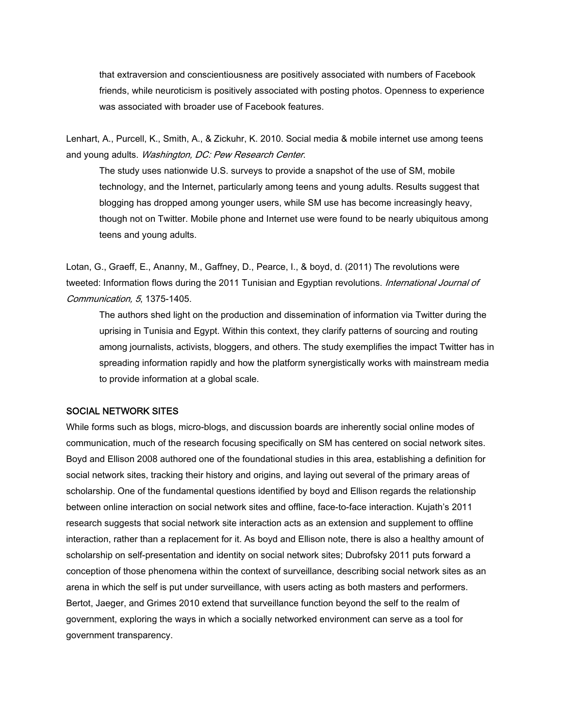that extraversion and conscientiousness are positively associated with numbers of Facebook friends, while neuroticism is positively associated with posting photos. Openness to experience was associated with broader use of Facebook features.

Lenhart, A., Purcell, K., Smith, A., & Zickuhr, K. 2010. Social media & mobile internet use among teens and young adults. *Washington, DC: Pew Research Center*.

> The study uses nationwide U.S. surveys to provide a snapshot of the use of SM, mobile technology, and the Internet, particularly among teens and young adults. Results suggest that blogging has dropped among younger users, while SM use has become increasingly heavy, though not on Twitter. Mobile phone and Internet use were found to be nearly ubiquitous among teens and young adults.

Lotan, G., Graeff, E., Ananny, M., Gaffney, D., Pearce, I., & boyd, d. (2011) The revolutions were tweeted: Information flows during the 2011 Tunisian and Egyptian revolutions. *International Journal of Communication, 5*, 1375-1405.

> The authors shed light on the production and dissemination of information via Twitter during the uprising in Tunisia and Egypt. Within this context, they clarify patterns of sourcing and routing among journalists, activists, bloggers, and others. The study exemplifies the impact Twitter has in spreading information rapidly and how the platform synergistically works with mainstream media to provide information at a global scale.

## SOCIAL NETWORK SITES

While forms such as blogs, micro-blogs, and discussion boards are inherently social online modes of communication, much of the research focusing specifically on SM has centered on social network sites. Boyd and Ellison 2008 authored one of the foundational studies in this area, establishing a definition for social network sites, tracking their history and origins, and laying out several of the primary areas of scholarship. One of the fundamental questions identified by boyd and Ellison regards the relationship between online interaction on social network sites and offline, face-to-face interaction. Kujath's 2011 research suggests that social network site interaction acts as an extension and supplement to offline interaction, rather than a replacement for it. As boyd and Ellison note, there is also a healthy amount of scholarship on self-presentation and identity on social network sites; Dubrofsky 2011 puts forward a conception of those phenomena within the context of surveillance, describing social network sites as an arena in which the self is put under surveillance, with users acting as both masters and performers. Bertot, Jaeger, and Grimes 2010 extend that surveillance function beyond the self to the realm of government, exploring the ways in which a socially networked environment can serve as a tool for government transparency.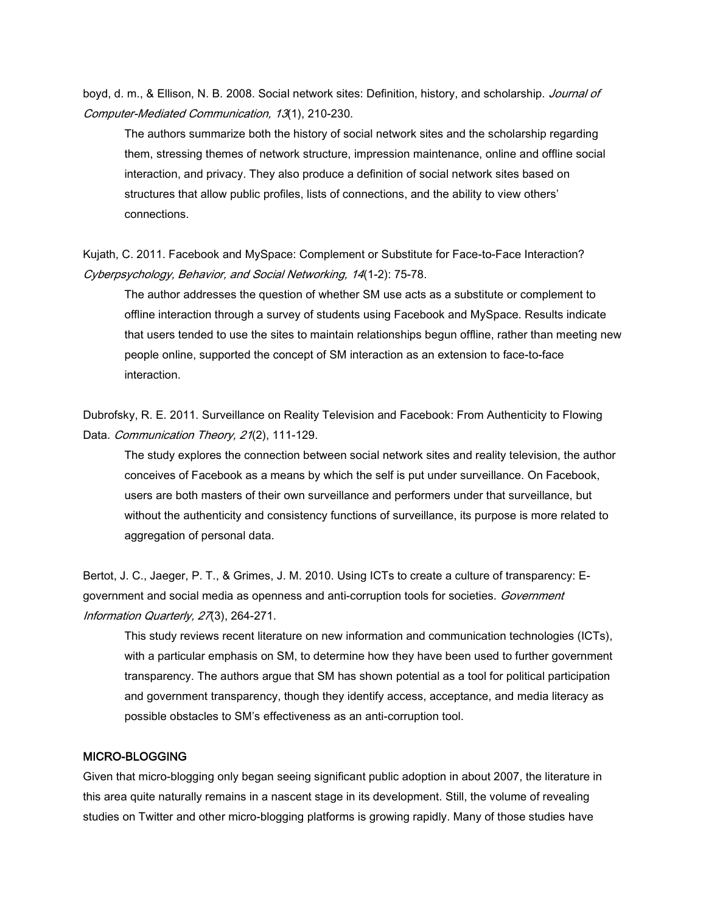boyd, d. m., & Ellison, N. B. 2008. Social network sites: Definition, history, and scholarship. *Journal of Computer-Mediated Communication, 13*(1), 210-230.

> The authors summarize both the history of social network sites and the scholarship regarding them, stressing themes of network structure, impression maintenance, online and offline social interaction, and privacy. They also produce a definition of social network sites based on structures that allow public profiles, lists of connections, and the ability to view others' connections.

Kujath, C. 2011. Facebook and MySpace: Complement or Substitute for Face-to-Face Interaction? *Cyberpsychology, Behavior, and Social Networking, 14*(1-2): 75-78.

> The author addresses the question of whether SM use acts as a substitute or complement to offline interaction through a survey of students using Facebook and MySpace. Results indicate that users tended to use the sites to maintain relationships begun offline, rather than meeting new people online, supported the concept of SM interaction as an extension to face-to-face interaction.

Dubrofsky, R. E. 2011. Surveillance on Reality Television and Facebook: From Authenticity to Flowing Data. *Communication Theory, 21*(2), 111-129.

> The study explores the connection between social network sites and reality television, the author conceives of Facebook as a means by which the self is put under surveillance. On Facebook, users are both masters of their own surveillance and performers under that surveillance, but without the authenticity and consistency functions of surveillance, its purpose is more related to aggregation of personal data.

Bertot, J. C., Jaeger, P. T., & Grimes, J. M. 2010. Using ICTs to create a culture of transparency: E-government and social media as openness and anti-corruption tools for societies. *Government Information Quarterly, 27*(3), 264-271.

> This study reviews recent literature on new information and communication technologies (ICTs), with a particular emphasis on SM, to determine how they have been used to further government transparency. The authors argue that SM has shown potential as a tool for political participation and government transparency, though they identify access, acceptance, and media literacy as possible obstacles to SM's effectiveness as an anti-corruption tool.

## MICRO-BLOGGING

Given that micro-blogging only began seeing significant public adoption in about 2007, the literature in this area quite naturally remains in a nascent stage in its development. Still, the volume of revealing studies on Twitter and other micro-blogging platforms is growing rapidly. Many of those studies have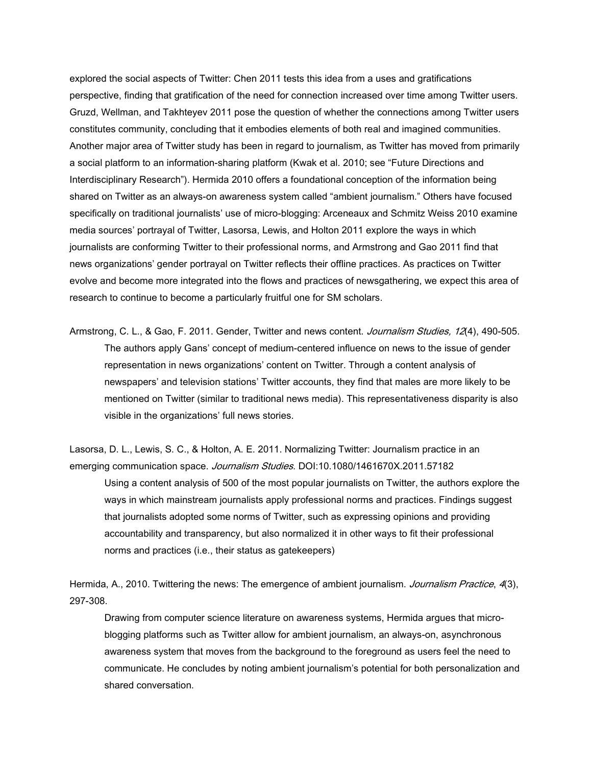explored the social aspects of Twitter: Chen 2011 tests this idea from a uses and gratifications perspective, finding that gratification of the need for connection increased over time among Twitter users. Gruzd, Wellman, and Takhteyev 2011 pose the question of whether the connections among Twitter users constitutes community, concluding that it embodies elements of both real and imagined communities. Another major area of Twitter study has been in regard to journalism, as Twitter has moved from primarily a social platform to an information-sharing platform (Kwak et al. 2010; see "Future Directions and Interdisciplinary Research"). Hermida 2010 offers a foundational conception of the information being shared on Twitter as an always-on awareness system called "ambient journalism." Others have focused specifically on traditional journalists' use of micro-blogging: Arceneaux and Schmitz Weiss 2010 examine media sources' portrayal of Twitter, Lasorsa, Lewis, and Holton 2011 explore the ways in which journalists are conforming Twitter to their professional norms, and Armstrong and Gao 2011 find that news organizations' gender portrayal on Twitter reflects their offline practices. As practices on Twitter evolve and become more integrated into the flows and practices of newsgathering, we expect this area of research to continue to become a particularly fruitful one for SM scholars.

Armstrong, C. L., & Gao, F. 2011. Gender, Twitter and news content. *Journalism Studies, 12*(4), 490-505.

> The authors apply Gans' concept of medium-centered influence on news to the issue of gender representation in news organizations' content on Twitter. Through a content analysis of newspapers' and television stations' Twitter accounts, they find that males are more likely to be mentioned on Twitter (similar to traditional news media). This representativeness disparity is also visible in the organizations' full news stories.

Lasorsa, D. L., Lewis, S. C., & Holton, A. E. 2011. Normalizing Twitter: Journalism practice in an emerging communication space. *Journalism Studies*. DOI:10.1080/1461670X.2011.57182

> Using a content analysis of 500 of the most popular journalists on Twitter, the authors explore the ways in which mainstream journalists apply professional norms and practices. Findings suggest that journalists adopted some norms of Twitter, such as expressing opinions and providing accountability and transparency, but also normalized it in other ways to fit their professional norms and practices (i.e., their status as gatekeepers)

Hermida, A., 2010. Twittering the news: The emergence of ambient journalism. *Journalism Practice*, *4*(3), 297-308.

> Drawing from computer science literature on awareness systems, Hermida argues that micro-blogging platforms such as Twitter allow for ambient journalism, an always-on, asynchronous awareness system that moves from the background to the foreground as users feel the need to communicate. He concludes by noting ambient journalism's potential for both personalization and shared conversation.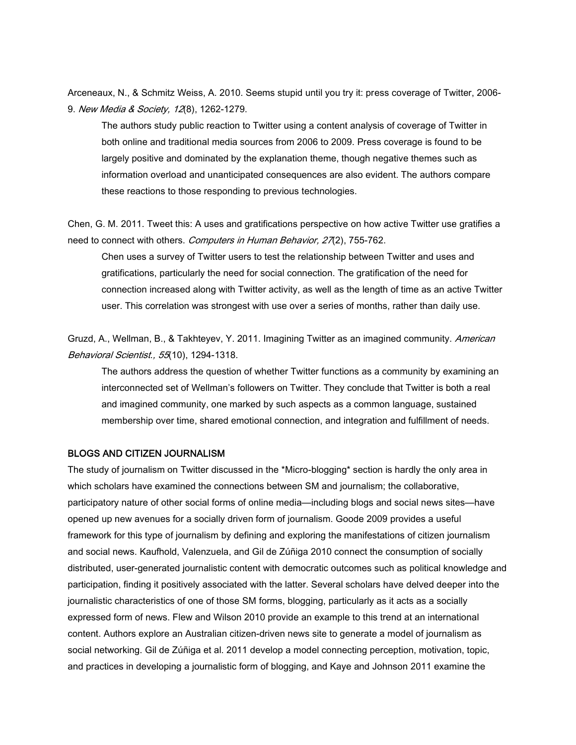Arceneaux, N., & Schmitz Weiss, A. 2010. Seems stupid until you try it: press coverage of Twitter, 2006-9. *New Media & Society, 12*(8), 1262-1279.

The authors study public reaction to Twitter using a content analysis of coverage of Twitter in both online and traditional media sources from 2006 to 2009. Press coverage is found to be largely positive and dominated by the explanation theme, though negative themes such as information overload and unanticipated consequences are also evident. The authors compare these reactions to those responding to previous technologies.

Chen, G. M. 2011. Tweet this: A uses and gratifications perspective on how active Twitter use gratifies a need to connect with others. *Computers in Human Behavior, 27*(2), 755-762.

Chen uses a survey of Twitter users to test the relationship between Twitter and uses and gratifications, particularly the need for social connection. The gratification of the need for connection increased along with Twitter activity, as well as the length of time as an active Twitter user. This correlation was strongest with use over a series of months, rather than daily use.

Gruzd, A., Wellman, B., & Takhteyev, Y. 2011. Imagining Twitter as an imagined community. *American Behavioral Scientist., 55*(10), 1294-1318.

The authors address the question of whether Twitter functions as a community by examining an interconnected set of Wellman's followers on Twitter. They conclude that Twitter is both a real and imagined community, one marked by such aspects as a common language, sustained membership over time, shared emotional connection, and integration and fulfillment of needs.

## BLOGS AND CITIZEN JOURNALISM

The study of journalism on Twitter discussed in the *Micro-blogging* section is hardly the only area in which scholars have examined the connections between SM and journalism; the collaborative, participatory nature of other social forms of online media—including blogs and social news sites—have opened up new avenues for a socially driven form of journalism. Goode 2009 provides a useful framework for this type of journalism by defining and exploring the manifestations of citizen journalism and social news. Kaufhold, Valenzuela, and Gil de Zúñiga 2010 connect the consumption of socially distributed, user-generated journalistic content with democratic outcomes such as political knowledge and participation, finding it positively associated with the latter. Several scholars have delved deeper into the journalistic characteristics of one of those SM forms, blogging, particularly as it acts as a socially expressed form of news. Flew and Wilson 2010 provide an example to this trend at an international content. Authors explore an Australian citizen-driven news site to generate a model of journalism as social networking. Gil de Zúñiga et al. 2011 develop a model connecting perception, motivation, topic, and practices in developing a journalistic form of blogging, and Kaye and Johnson 2011 examine the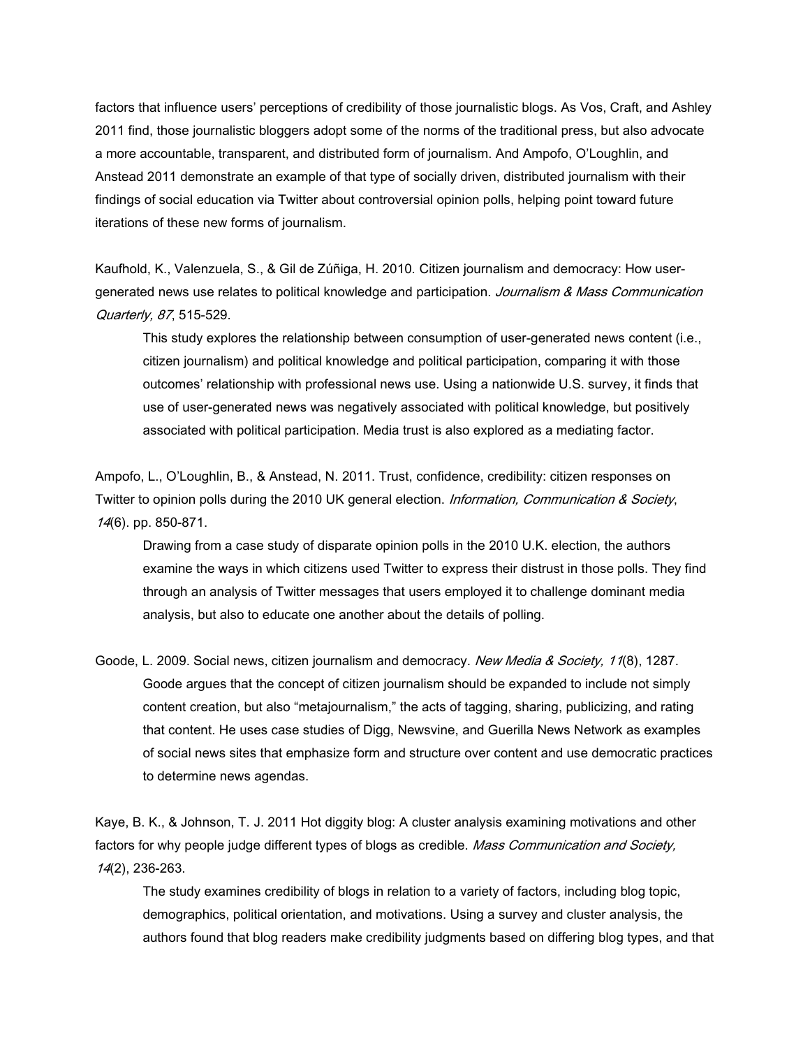factors that influence users' perceptions of credibility of those journalistic blogs. As Vos, Craft, and Ashley 2011 find, those journalistic bloggers adopt some of the norms of the traditional press, but also advocate a more accountable, transparent, and distributed form of journalism. And Ampofo, O'Loughlin, and Anstead 2011 demonstrate an example of that type of socially driven, distributed journalism with their findings of social education via Twitter about controversial opinion polls, helping point toward future iterations of these new forms of journalism.

Kaufhold, K., Valenzuela, S., & Gil de Zúñiga, H. 2010. Citizen journalism and democracy: How user-generated news use relates to political knowledge and participation. *Journalism & Mass Communication Quarterly, 87*, 515-529.

> This study explores the relationship between consumption of user-generated news content (i.e., citizen journalism) and political knowledge and political participation, comparing it with those outcomes' relationship with professional news use. Using a nationwide U.S. survey, it finds that use of user-generated news was negatively associated with political knowledge, but positively associated with political participation. Media trust is also explored as a mediating factor.

Ampofo, L., O'Loughlin, B., & Anstead, N. 2011. Trust, confidence, credibility: citizen responses on Twitter to opinion polls during the 2010 UK general election. *Information, Communication & Society*, *14*(6). pp. 850-871.

> Drawing from a case study of disparate opinion polls in the 2010 U.K. election, the authors examine the ways in which citizens used Twitter to express their distrust in those polls. They find through an analysis of Twitter messages that users employed it to challenge dominant media analysis, but also to educate one another about the details of polling.

Goode, L. 2009. Social news, citizen journalism and democracy. *New Media & Society, 11*(8), 1287.

> Goode argues that the concept of citizen journalism should be expanded to include not simply content creation, but also "metajournalism," the acts of tagging, sharing, publicizing, and rating that content. He uses case studies of Digg, Newsvine, and Guerilla News Network as examples of social news sites that emphasize form and structure over content and use democratic practices to determine news agendas.

Kaye, B. K., & Johnson, T. J. 2011 Hot diggity blog: A cluster analysis examining motivations and other factors for why people judge different types of blogs as credible. *Mass Communication and Society, 14*(2), 236-263.

> The study examines credibility of blogs in relation to a variety of factors, including blog topic, demographics, political orientation, and motivations. Using a survey and cluster analysis, the authors found that blog readers make credibility judgments based on differing blog types, and that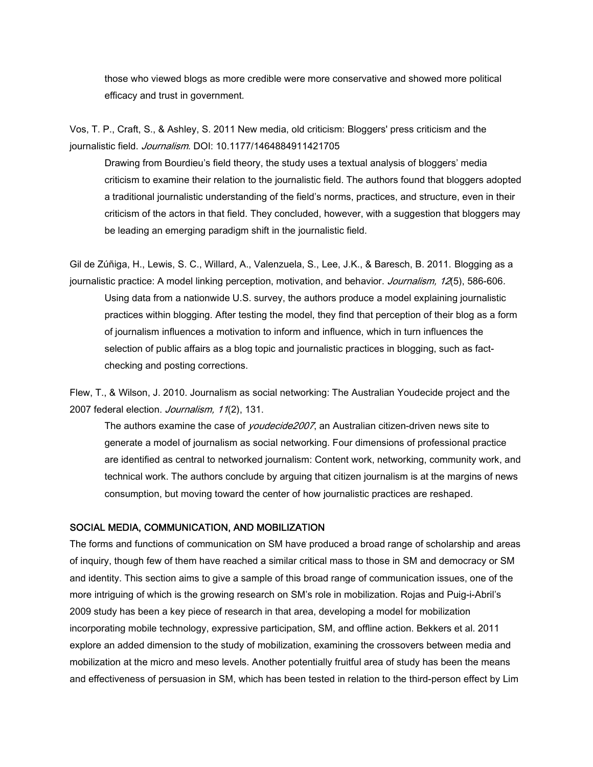those who viewed blogs as more credible were more conservative and showed more political efficacy and trust in government.

Vos, T. P., Craft, S., & Ashley, S. 2011 New media, old criticism: Bloggers' press criticism and the journalistic field. *Journalism*. DOI: 10.1177/1464884911421705

Drawing from Bourdieu's field theory, the study uses a textual analysis of bloggers' media criticism to examine their relation to the journalistic field. The authors found that bloggers adopted a traditional journalistic understanding of the field's norms, practices, and structure, even in their criticism of the actors in that field. They concluded, however, with a suggestion that bloggers may be leading an emerging paradigm shift in the journalistic field.

Gil de Zúñiga, H., Lewis, S. C., Willard, A., Valenzuela, S., Lee, J.K., & Baresch, B. 2011. Blogging as a journalistic practice: A model linking perception, motivation, and behavior. *Journalism, 12*(5), 586-606.

Using data from a nationwide U.S. survey, the authors produce a model explaining journalistic practices within blogging. After testing the model, they find that perception of their blog as a form of journalism influences a motivation to inform and influence, which in turn influences the selection of public affairs as a blog topic and journalistic practices in blogging, such as fact-checking and posting corrections.

Flew, T., & Wilson, J. 2010. Journalism as social networking: The Australian Youdecide project and the 2007 federal election. *Journalism, 11*(2), 131.

The authors examine the case of *youdecide2007*, an Australian citizen-driven news site to generate a model of journalism as social networking. Four dimensions of professional practice are identified as central to networked journalism: Content work, networking, community work, and technical work. The authors conclude by arguing that citizen journalism is at the margins of news consumption, but moving toward the center of how journalistic practices are reshaped.

## SOCIAL MEDIA, COMMUNICATION, AND MOBILIZATION

The forms and functions of communication on SM have produced a broad range of scholarship and areas of inquiry, though few of them have reached a similar critical mass to those in SM and democracy or SM and identity. This section aims to give a sample of this broad range of communication issues, one of the more intriguing of which is the growing research on SM's role in mobilization. Rojas and Puig-i-Abril's 2009 study has been a key piece of research in that area, developing a model for mobilization incorporating mobile technology, expressive participation, SM, and offline action. Bekkers et al. 2011 explore an added dimension to the study of mobilization, examining the crossovers between media and mobilization at the micro and meso levels. Another potentially fruitful area of study has been the means and effectiveness of persuasion in SM, which has been tested in relation to the third-person effect by Lim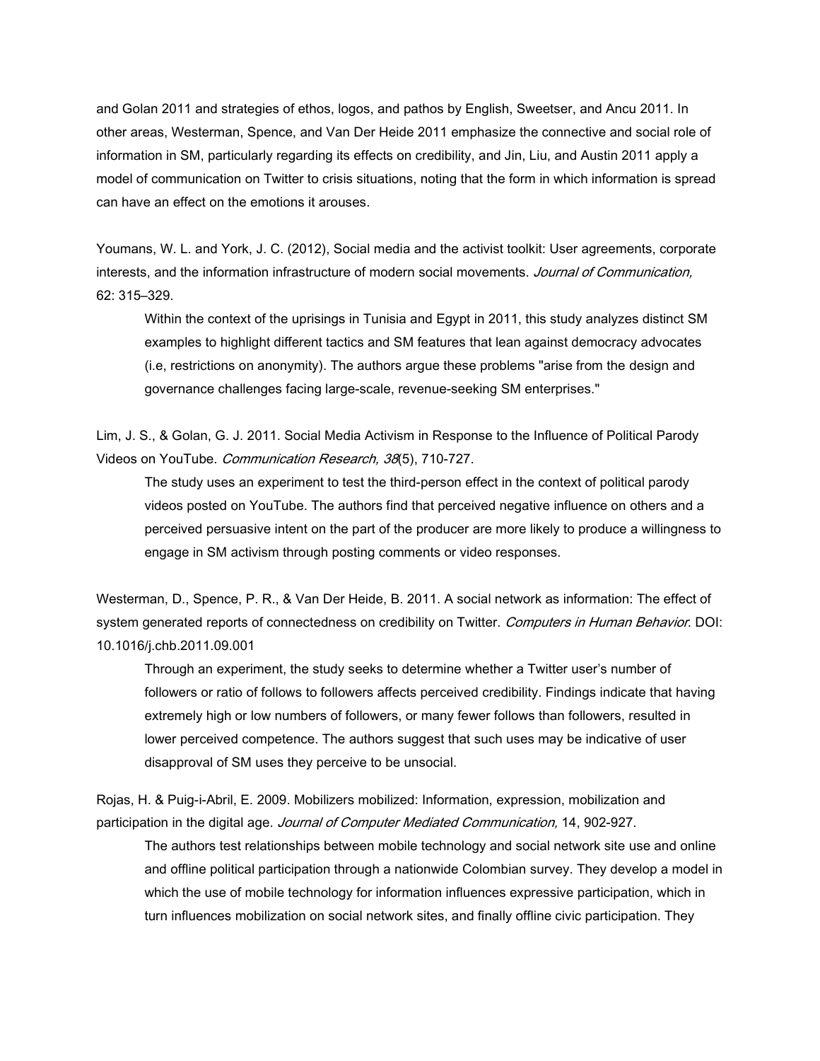and Golan 2011 and strategies of ethos, logos, and pathos by English, Sweetser, and Ancu 2011. In other areas, Westerman, Spence, and Van Der Heide 2011 emphasize the connective and social role of information in SM, particularly regarding its effects on credibility, and Jin, Liu, and Austin 2011 apply a model of communication on Twitter to crisis situations, noting that the form in which information is spread can have an effect on the emotions it arouses.

Youmans, W. L. and York, J. C. (2012), Social media and the activist toolkit: User agreements, corporate interests, and the information infrastructure of modern social movements. *Journal of Communication,* 62: 315–329.

> Within the context of the uprisings in Tunisia and Egypt in 2011, this study analyzes distinct SM examples to highlight different tactics and SM features that lean against democracy advocates (i.e, restrictions on anonymity). The authors argue these problems "arise from the design and governance challenges facing large-scale, revenue-seeking SM enterprises."

Lim, J. S., & Golan, G. J. 2011. Social Media Activism in Response to the Influence of Political Parody Videos on YouTube. *Communication Research, 38*(5), 710-727.

> The study uses an experiment to test the third-person effect in the context of political parody videos posted on YouTube. The authors find that perceived negative influence on others and a perceived persuasive intent on the part of the producer are more likely to produce a willingness to engage in SM activism through posting comments or video responses.

Westerman, D., Spence, P. R., & Van Der Heide, B. 2011. A social network as information: The effect of system generated reports of connectedness on credibility on Twitter. *Computers in Human Behavior*. DOI: 10.1016/j.chb.2011.09.001

> Through an experiment, the study seeks to determine whether a Twitter user's number of followers or ratio of follows to followers affects perceived credibility. Findings indicate that having extremely high or low numbers of followers, or many fewer follows than followers, resulted in lower perceived competence. The authors suggest that such uses may be indicative of user disapproval of SM uses they perceive to be unsocial.

Rojas, H. & Puig-i-Abril, E. 2009. Mobilizers mobilized: Information, expression, mobilization and participation in the digital age. *Journal of Computer Mediated Communication,* 14, 902-927.

> The authors test relationships between mobile technology and social network site use and online and offline political participation through a nationwide Colombian survey. They develop a model in which the use of mobile technology for information influences expressive participation, which in turn influences mobilization on social network sites, and finally offline civic participation. They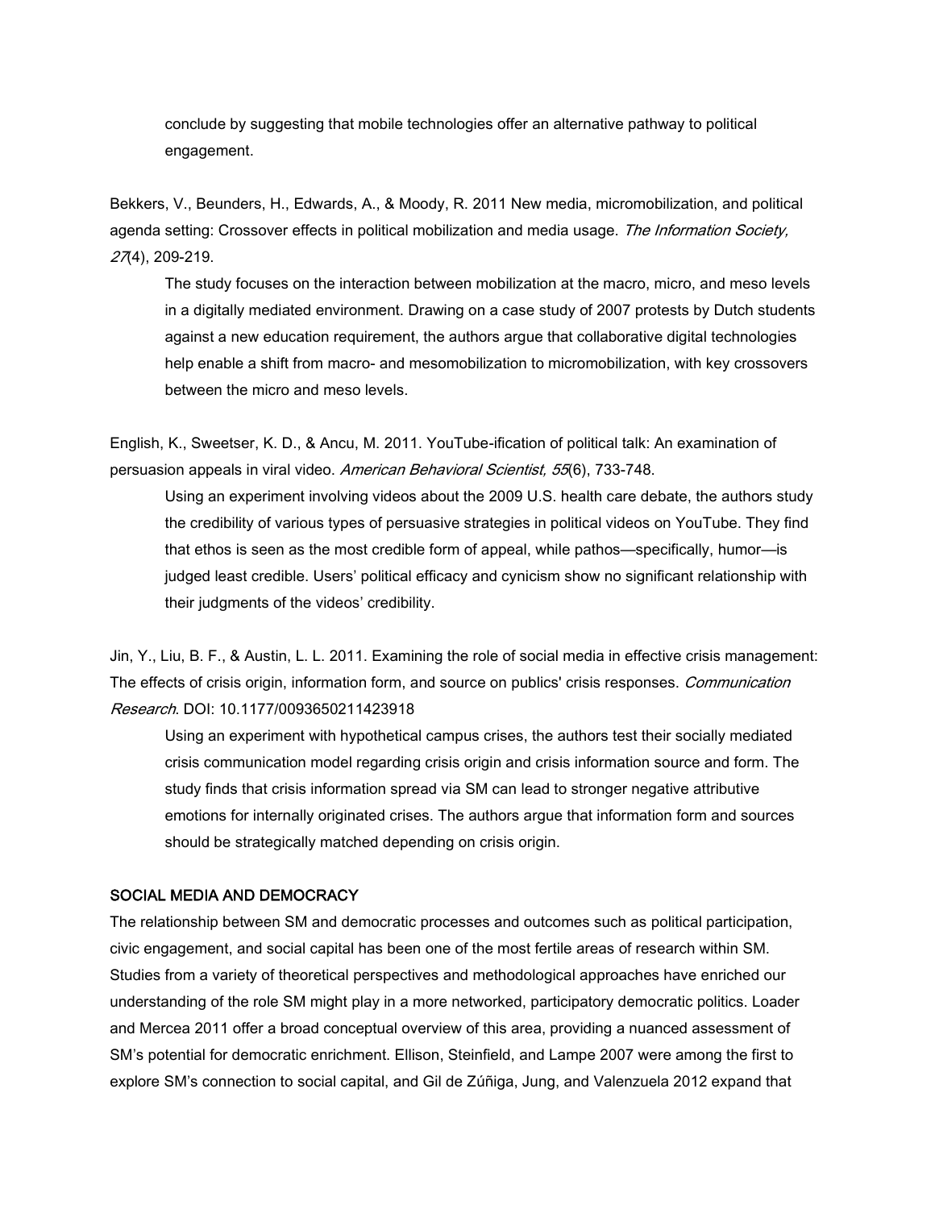conclude by suggesting that mobile technologies offer an alternative pathway to political engagement.

Bekkers, V., Beunders, H., Edwards, A., & Moody, R. 2011 New media, micromobilization, and political agenda setting: Crossover effects in political mobilization and media usage. *The Information Society, 27*(4), 209-219.

> The study focuses on the interaction between mobilization at the macro, micro, and meso levels in a digitally mediated environment. Drawing on a case study of 2007 protests by Dutch students against a new education requirement, the authors argue that collaborative digital technologies help enable a shift from macro- and mesomobilization to micromobilization, with key crossovers between the micro and meso levels.

English, K., Sweetser, K. D., & Ancu, M. 2011. YouTube-ification of political talk: An examination of persuasion appeals in viral video. *American Behavioral Scientist, 55*(6), 733-748.

> Using an experiment involving videos about the 2009 U.S. health care debate, the authors study the credibility of various types of persuasive strategies in political videos on YouTube. They find that ethos is seen as the most credible form of appeal, while pathos—specifically, humor—is judged least credible. Users' political efficacy and cynicism show no significant relationship with their judgments of the videos' credibility.

Jin, Y., Liu, B. F., & Austin, L. L. 2011. Examining the role of social media in effective crisis management: The effects of crisis origin, information form, and source on publics' crisis responses. *Communication Research*. DOI: 10.1177/0093650211423918

> Using an experiment with hypothetical campus crises, the authors test their socially mediated crisis communication model regarding crisis origin and crisis information source and form. The study finds that crisis information spread via SM can lead to stronger negative attributive emotions for internally originated crises. The authors argue that information form and sources should be strategically matched depending on crisis origin.

## SOCIAL MEDIA AND DEMOCRACY

The relationship between SM and democratic processes and outcomes such as political participation, civic engagement, and social capital has been one of the most fertile areas of research within SM. Studies from a variety of theoretical perspectives and methodological approaches have enriched our understanding of the role SM might play in a more networked, participatory democratic politics. Loader and Mercea 2011 offer a broad conceptual overview of this area, providing a nuanced assessment of SM's potential for democratic enrichment. Ellison, Steinfield, and Lampe 2007 were among the first to explore SM's connection to social capital, and Gil de Zúñiga, Jung, and Valenzuela 2012 expand that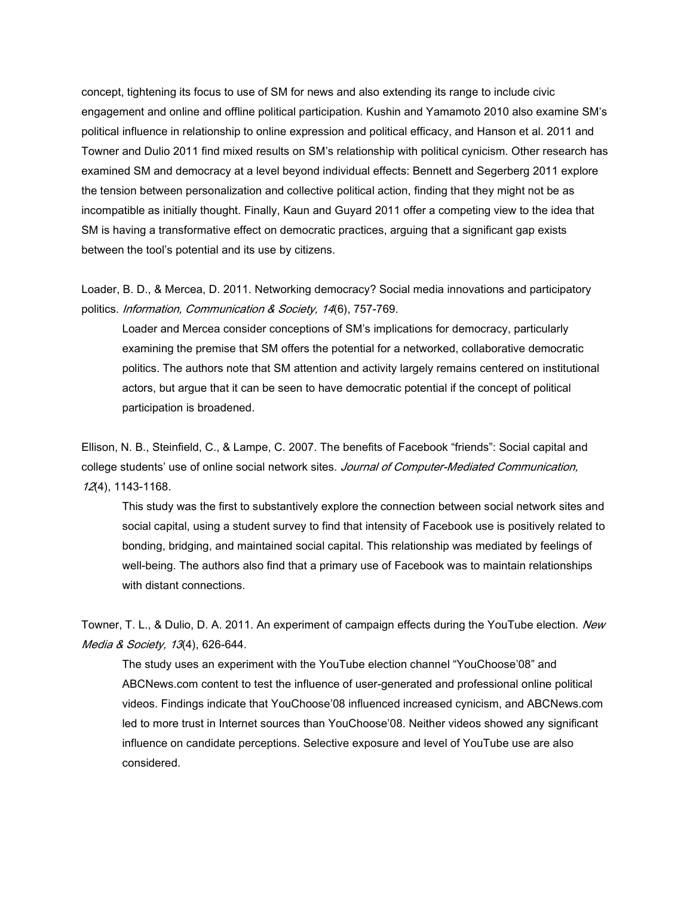concept, tightening its focus to use of SM for news and also extending its range to include civic engagement and online and offline political participation. Kushin and Yamamoto 2010 also examine SM's political influence in relationship to online expression and political efficacy, and Hanson et al. 2011 and Towner and Dulio 2011 find mixed results on SM's relationship with political cynicism. Other research has examined SM and democracy at a level beyond individual effects: Bennett and Segerberg 2011 explore the tension between personalization and collective political action, finding that they might not be as incompatible as initially thought. Finally, Kaun and Guyard 2011 offer a competing view to the idea that SM is having a transformative effect on democratic practices, arguing that a significant gap exists between the tool's potential and its use by citizens.

Loader, B. D., & Mercea, D. 2011. Networking democracy? Social media innovations and participatory politics. *Information, Communication & Society, 14*(6), 757-769.

> Loader and Mercea consider conceptions of SM's implications for democracy, particularly examining the premise that SM offers the potential for a networked, collaborative democratic politics. The authors note that SM attention and activity largely remains centered on institutional actors, but argue that it can be seen to have democratic potential if the concept of political participation is broadened.

Ellison, N. B., Steinfield, C., & Lampe, C. 2007. The benefits of Facebook "friends": Social capital and college students' use of online social network sites. *Journal of Computer-Mediated Communication, 12*(4), 1143-1168.

> This study was the first to substantively explore the connection between social network sites and social capital, using a student survey to find that intensity of Facebook use is positively related to bonding, bridging, and maintained social capital. This relationship was mediated by feelings of well-being. The authors also find that a primary use of Facebook was to maintain relationships with distant connections.

Towner, T. L., & Dulio, D. A. 2011. An experiment of campaign effects during the YouTube election. *New Media & Society, 13*(4), 626-644.

> The study uses an experiment with the YouTube election channel "YouChoose'08" and ABCNews.com content to test the influence of user-generated and professional online political videos. Findings indicate that YouChoose'08 influenced increased cynicism, and ABCNews.com led to more trust in Internet sources than YouChoose'08. Neither videos showed any significant influence on candidate perceptions. Selective exposure and level of YouTube use are also considered.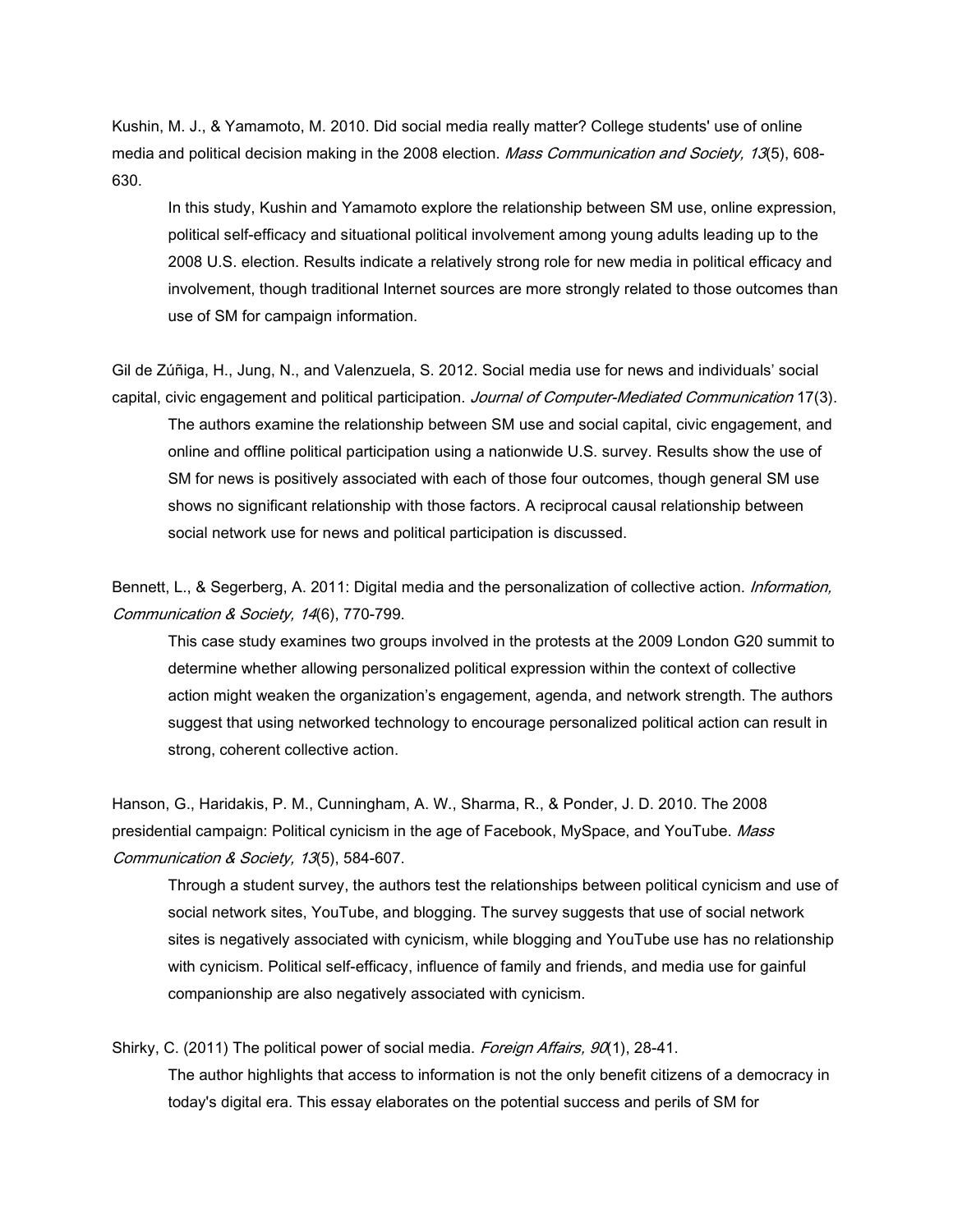Kushin, M. J., & Yamamoto, M. 2010. Did social media really matter? College students' use of online media and political decision making in the 2008 election. *Mass Communication and Society, 13*(5), 608-630.

> In this study, Kushin and Yamamoto explore the relationship between SM use, online expression, political self-efficacy and situational political involvement among young adults leading up to the 2008 U.S. election. Results indicate a relatively strong role for new media in political efficacy and involvement, though traditional Internet sources are more strongly related to those outcomes than use of SM for campaign information.

Gil de Zúñiga, H., Jung, N., and Valenzuela, S. 2012. Social media use for news and individuals' social capital, civic engagement and political participation. *Journal of Computer-Mediated Communication* 17(3).

> The authors examine the relationship between SM use and social capital, civic engagement, and online and offline political participation using a nationwide U.S. survey. Results show the use of SM for news is positively associated with each of those four outcomes, though general SM use shows no significant relationship with those factors. A reciprocal causal relationship between social network use for news and political participation is discussed.

Bennett, L., & Segerberg, A. 2011: Digital media and the personalization of collective action. *Information, Communication & Society, 14*(6), 770-799.

> This case study examines two groups involved in the protests at the 2009 London G20 summit to determine whether allowing personalized political expression within the context of collective action might weaken the organization's engagement, agenda, and network strength. The authors suggest that using networked technology to encourage personalized political action can result in strong, coherent collective action.

Hanson, G., Haridakis, P. M., Cunningham, A. W., Sharma, R., & Ponder, J. D. 2010. The 2008 presidential campaign: Political cynicism in the age of Facebook, MySpace, and YouTube. *Mass Communication & Society, 13*(5), 584-607.

> Through a student survey, the authors test the relationships between political cynicism and use of social network sites, YouTube, and blogging. The survey suggests that use of social network sites is negatively associated with cynicism, while blogging and YouTube use has no relationship with cynicism. Political self-efficacy, influence of family and friends, and media use for gainful companionship are also negatively associated with cynicism.

Shirky, C. (2011) The political power of social media. *Foreign Affairs, 90*(1), 28-41.

> The author highlights that access to information is not the only benefit citizens of a democracy in today's digital era. This essay elaborates on the potential success and perils of SM for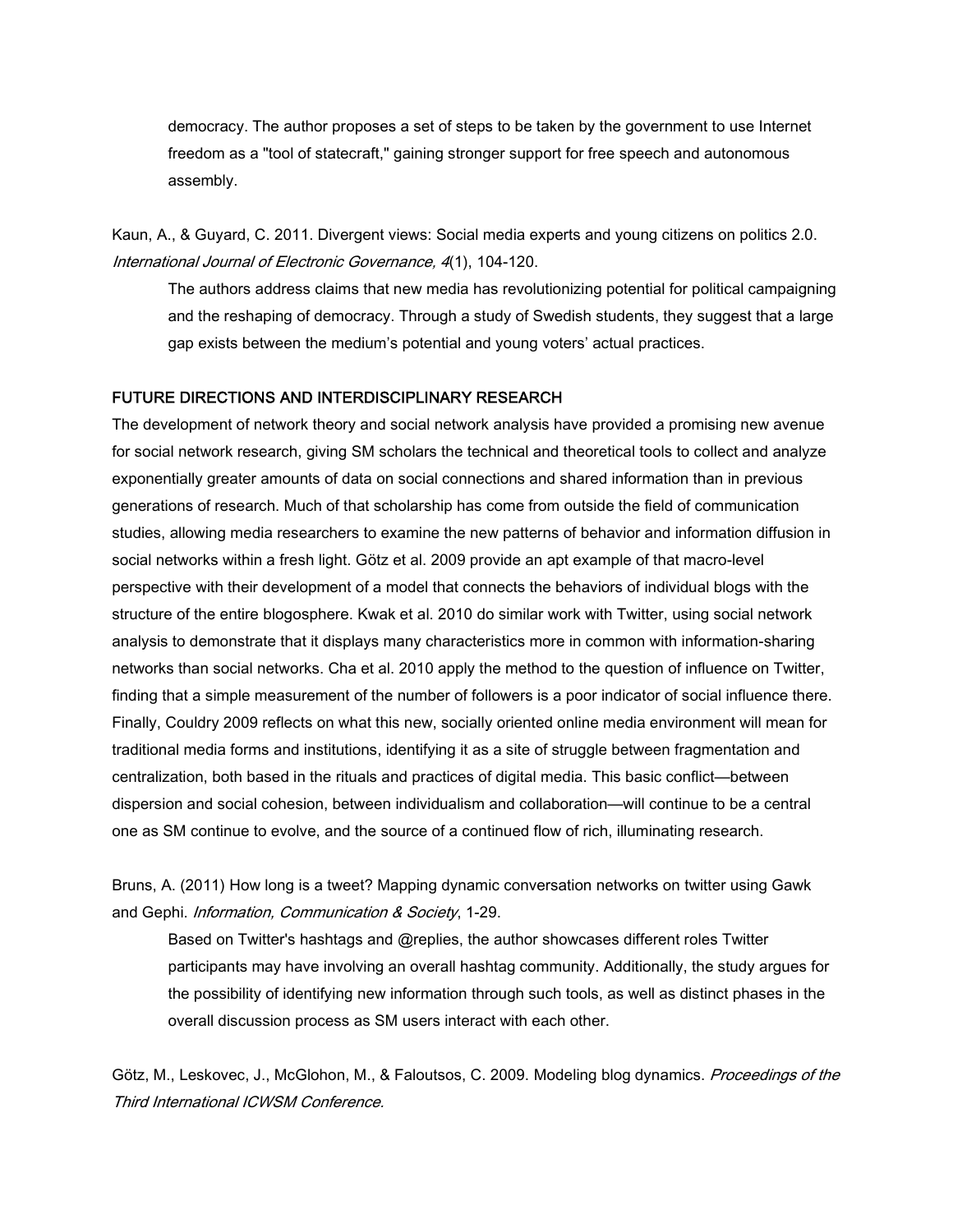democracy. The author proposes a set of steps to be taken by the government to use Internet freedom as a "tool of statecraft," gaining stronger support for free speech and autonomous assembly.

Kaun, A., & Guyard, C. 2011. Divergent views: Social media experts and young citizens on politics 2.0. *International Journal of Electronic Governance, 4*(1), 104-120.

The authors address claims that new media has revolutionizing potential for political campaigning and the reshaping of democracy. Through a study of Swedish students, they suggest that a large gap exists between the medium's potential and young voters' actual practices.

## FUTURE DIRECTIONS AND INTERDISCIPLINARY RESEARCH

The development of network theory and social network analysis have provided a promising new avenue for social network research, giving SM scholars the technical and theoretical tools to collect and analyze exponentially greater amounts of data on social connections and shared information than in previous generations of research. Much of that scholarship has come from outside the field of communication studies, allowing media researchers to examine the new patterns of behavior and information diffusion in social networks within a fresh light. Götz et al. 2009 provide an apt example of that macro-level perspective with their development of a model that connects the behaviors of individual blogs with the structure of the entire blogosphere. Kwak et al. 2010 do similar work with Twitter, using social network analysis to demonstrate that it displays many characteristics more in common with information-sharing networks than social networks. Cha et al. 2010 apply the method to the question of influence on Twitter, finding that a simple measurement of the number of followers is a poor indicator of social influence there. Finally, Couldry 2009 reflects on what this new, socially oriented online media environment will mean for traditional media forms and institutions, identifying it as a site of struggle between fragmentation and centralization, both based in the rituals and practices of digital media. This basic conflict—between dispersion and social cohesion, between individualism and collaboration—will continue to be a central one as SM continue to evolve, and the source of a continued flow of rich, illuminating research.

Bruns, A. (2011) How long is a tweet? Mapping dynamic conversation networks on twitter using Gawk and Gephi. *Information, Communication & Society*, 1-29.

Based on Twitter's hashtags and @replies, the author showcases different roles Twitter participants may have involving an overall hashtag community. Additionally, the study argues for the possibility of identifying new information through such tools, as well as distinct phases in the overall discussion process as SM users interact with each other.

Götz, M., Leskovec, J., McGlohon, M., & Faloutsos, C. 2009. Modeling blog dynamics. *Proceedings of the Third International ICWSM Conference.*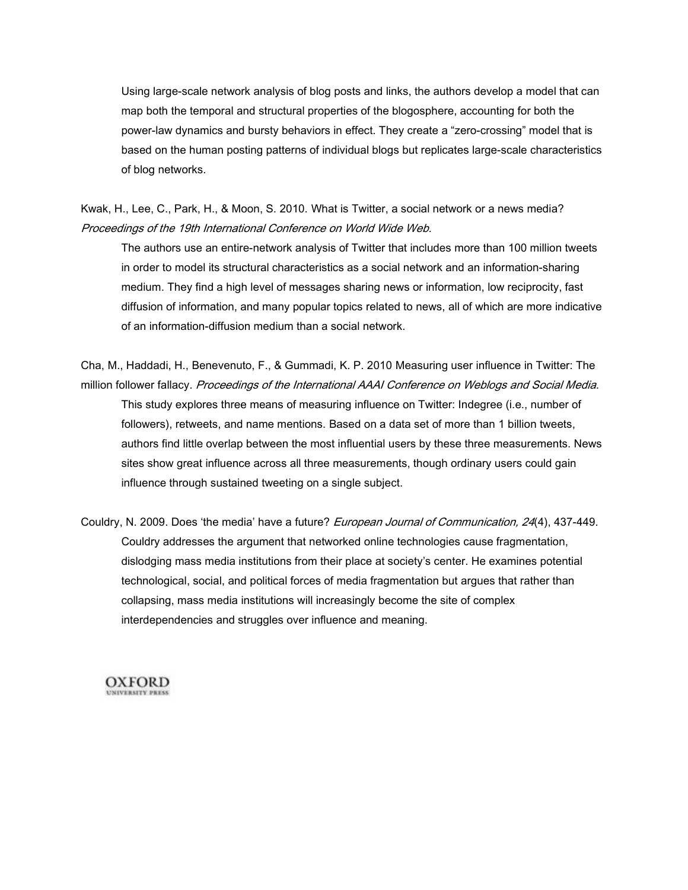Using large-scale network analysis of blog posts and links, the authors develop a model that can map both the temporal and structural properties of the blogosphere, accounting for both the power-law dynamics and bursty behaviors in effect. They create a "zero-crossing" model that is based on the human posting patterns of individual blogs but replicates large-scale characteristics of blog networks.

Kwak, H., Lee, C., Park, H., & Moon, S. 2010. What is Twitter, a social network or a news media? *Proceedings of the 19th International Conference on World Wide Web*.

The authors use an entire-network analysis of Twitter that includes more than 100 million tweets in order to model its structural characteristics as a social network and an information-sharing medium. They find a high level of messages sharing news or information, low reciprocity, fast diffusion of information, and many popular topics related to news, all of which are more indicative of an information-diffusion medium than a social network.

Cha, M., Haddadi, H., Benevenuto, F., & Gummadi, K. P. 2010 Measuring user influence in Twitter: The million follower fallacy. *Proceedings of the International AAAI Conference on Weblogs and Social Media*.

This study explores three means of measuring influence on Twitter: Indegree (i.e., number of followers), retweets, and name mentions. Based on a data set of more than 1 billion tweets, authors find little overlap between the most influential users by these three measurements. News sites show great influence across all three measurements, though ordinary users could gain influence through sustained tweeting on a single subject.

Couldry, N. 2009. Does 'the media' have a future? *European Journal of Communication, 24*(4), 437-449.

Couldry addresses the argument that networked online technologies cause fragmentation, dislodging mass media institutions from their place at society's center. He examines potential technological, social, and political forces of media fragmentation but argues that rather than collapsing, mass media institutions will increasingly become the site of complex interdependencies and struggles over influence and meaning.